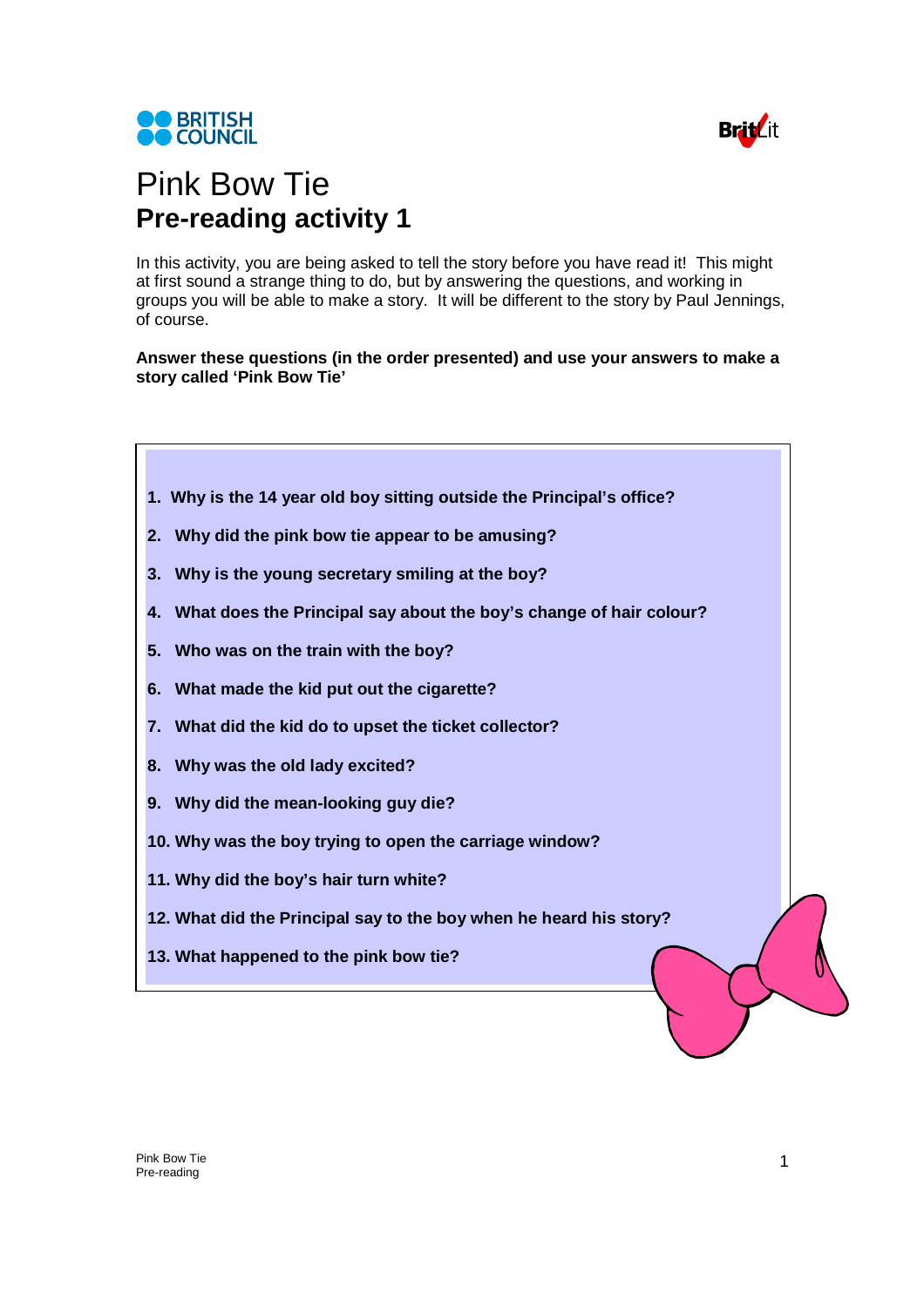# Pink Bow Tie
## Pre-reading activity 1

In this activity, you are being asked to tell the story before you have read it! This might at first sound a strange thing to do, but by answering the questions, and working in groups you will be able to make a story. It will be different to the story by Paul Jennings, of course.

**Answer these questions (in the order presented) and use your answers to make a story called 'Pink Bow Tie'**

1. **Why is the 14 year old boy sitting outside the Principal's office?**
2. **Why did the pink bow tie appear to be amusing?**
3. **Why is the young secretary smiling at the boy?**
4. **What does the Principal say about the boy's change of hair colour?**
5. **Who was on the train with the boy?**
6. **What made the kid put out the cigarette?**
7. **What did the kid do to upset the ticket collector?**
8. **Why was the old lady excited?**
9. **Why did the mean-looking guy die?**
10. **Why was the boy trying to open the carriage window?**
11. **Why did the boy's hair turn white?**
12. **What did the Principal say to the boy when he heard his story?**
13. **What happened to the pink bow tie?**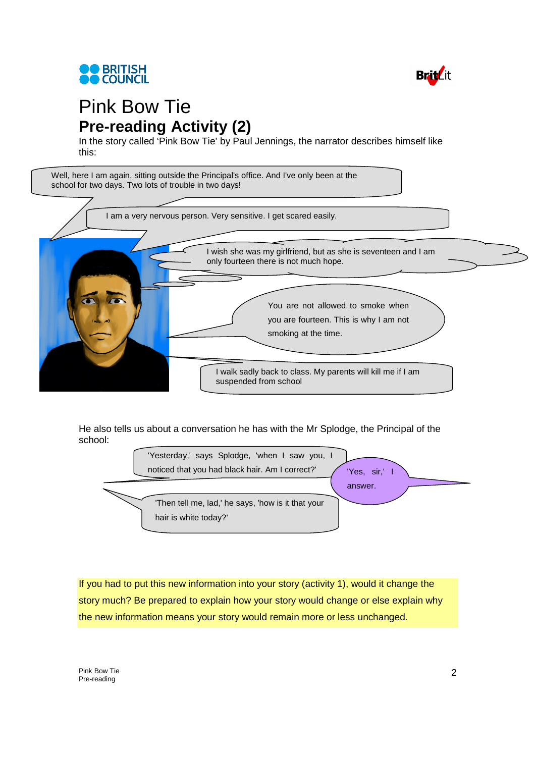# Pink Bow Tie

## Pre-reading Activity (2)

In the story called 'Pink Bow Tie' by Paul Jennings, the narrator describes himself like this:

Well, here I am again, sitting outside the Principal's office. And I've only been at the school for two days. Two lots of trouble in two days!

I am a very nervous person. Very sensitive. I get scared easily.

I wish she was my girlfriend, but as she is seventeen and I am only fourteen there is not much hope.

You are not allowed to smoke when you are fourteen. This is why I am not smoking at the time.

I walk sadly back to class. My parents will kill me if I am suspended from school

He also tells us about a conversation he has with the Mr Splodge, the Principal of the school:

'Yesterday,' says Splodge, 'when I saw you, I noticed that you had black hair. Am I correct?'

'Yes, sir,' I answer.

'Then tell me, lad,' he says, 'how is it that your hair is white today?'

If you had to put this new information into your story (activity 1), would it change the story much? Be prepared to explain how your story would change or else explain why the new information means your story would remain more or less unchanged.